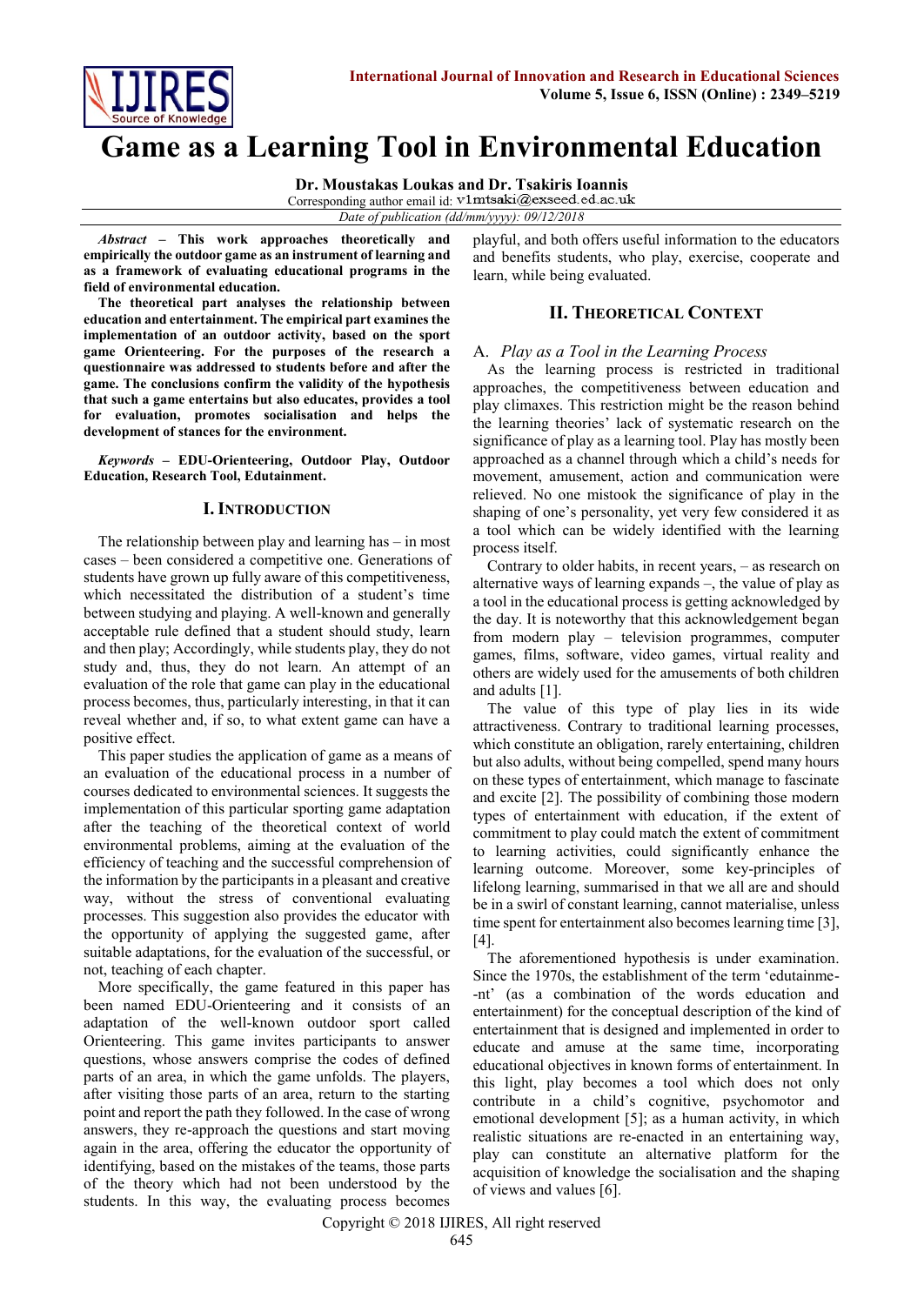# Game as a Learning Tool in Environmental Education

**Dr. Moustakas Loukas and Dr. Tsakiris Ioannis**

Corresponding author email id: v1mtsaki@exseed.ed.ac.uk

*Date of publication (dd/mm/yyyy): 09/12/2018*

***Abstract* – This work approaches theoretically and empirically the outdoor game as an instrument of learning and as a framework of evaluating educational programs in the field of environmental education.**

**The theoretical part analyses the relationship between education and entertainment. The empirical part examines the implementation of an outdoor activity, based on the sport game Orienteering. For the purposes of the research a questionnaire was addressed to students before and after the game. The conclusions confirm the validity of the hypothesis that such a game entertains but also educates, provides a tool for evaluation, promotes socialisation and helps the development of stances for the environment.**

***Keywords* – EDU-Orienteering, Outdoor Play, Outdoor Education, Research Tool, Edutainment.**

## I. Introduction

The relationship between play and learning has – in most cases – been considered a competitive one. Generations of students have grown up fully aware of this competitiveness, which necessitated the distribution of a student's time between studying and playing. A well-known and generally acceptable rule defined that a student should study, learn and then play; Accordingly, while students play, they do not study and, thus, they do not learn. An attempt of an evaluation of the role that game can play in the educational process becomes, thus, particularly interesting, in that it can reveal whether and, if so, to what extent game can have a positive effect.

This paper studies the application of game as a means of an evaluation of the educational process in a number of courses dedicated to environmental sciences. It suggests the implementation of this particular sporting game adaptation after the teaching of the theoretical context of world environmental problems, aiming at the evaluation of the efficiency of teaching and the successful comprehension of the information by the participants in a pleasant and creative way, without the stress of conventional evaluating processes. This suggestion also provides the educator with the opportunity of applying the suggested game, after suitable adaptations, for the evaluation of the successful, or not, teaching of each chapter.

More specifically, the game featured in this paper has been named EDU-Orienteering and it consists of an adaptation of the well-known outdoor sport called Orienteering. This game invites participants to answer questions, whose answers comprise the codes of defined parts of an area, in which the game unfolds. The players, after visiting those parts of an area, return to the starting point and report the path they followed. In the case of wrong answers, they re-approach the questions and start moving again in the area, offering the educator the opportunity of identifying, based on the mistakes of the teams, those parts of the theory which had not been understood by the students. In this way, the evaluating process becomes playful, and both offers useful information to the educators and benefits students, who play, exercise, cooperate and learn, while being evaluated.

## II. Theoretical Context

### A. *Play as a Tool in the Learning Process*

As the learning process is restricted in traditional approaches, the competitiveness between education and play climaxes. This restriction might be the reason behind the learning theories' lack of systematic research on the significance of play as a learning tool. Play has mostly been approached as a channel through which a child's needs for movement, amusement, action and communication were relieved. No one mistook the significance of play in the shaping of one's personality, yet very few considered it as a tool which can be widely identified with the learning process itself.

Contrary to older habits, in recent years, – as research on alternative ways of learning expands –, the value of play as a tool in the educational process is getting acknowledged by the day. It is noteworthy that this acknowledgement began from modern play – television programmes, computer games, films, software, video games, virtual reality and others are widely used for the amusements of both children and adults [1].

The value of this type of play lies in its wide attractiveness. Contrary to traditional learning processes, which constitute an obligation, rarely entertaining, children but also adults, without being compelled, spend many hours on these types of entertainment, which manage to fascinate and excite [2]. The possibility of combining those modern types of entertainment with education, if the extent of commitment to play could match the extent of commitment to learning activities, could significantly enhance the learning outcome. Moreover, some key-principles of lifelong learning, summarised in that we all are and should be in a swirl of constant learning, cannot materialise, unless time spent for entertainment also becomes learning time [3], [4].

The aforementioned hypothesis is under examination. Since the 1970s, the establishment of the term 'edutainme-nt' (as a combination of the words education and entertainment) for the conceptual description of the kind of entertainment that is designed and implemented in order to educate and amuse at the same time, incorporating educational objectives in known forms of entertainment. In this light, play becomes a tool which does not only contribute in a child's cognitive, psychomotor and emotional development [5]; as a human activity, in which realistic situations are re-enacted in an entertaining way, play can constitute an alternative platform for the acquisition of knowledge the socialisation and the shaping of views and values [6].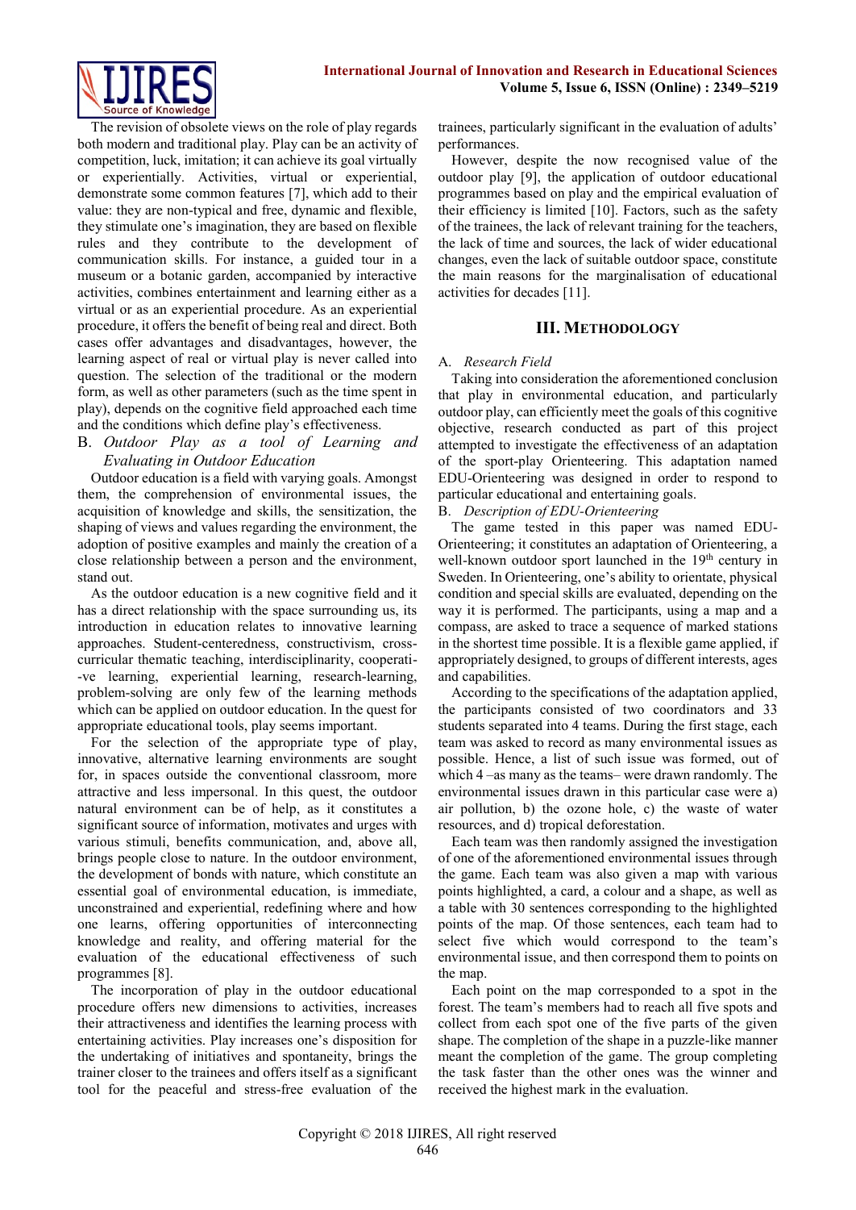The revision of obsolete views on the role of play regards both modern and traditional play. Play can be an activity of competition, luck, imitation; it can achieve its goal virtually or experientially. Activities, virtual or experiential, demonstrate some common features [7], which add to their value: they are non-typical and free, dynamic and flexible, they stimulate one's imagination, they are based on flexible rules and they contribute to the development of communication skills. For instance, a guided tour in a museum or a botanic garden, accompanied by interactive activities, combines entertainment and learning either as a virtual or as an experiential procedure. As an experiential procedure, it offers the benefit of being real and direct. Both cases offer advantages and disadvantages, however, the learning aspect of real or virtual play is never called into question. The selection of the traditional or the modern form, as well as other parameters (such as the time spent in play), depends on the cognitive field approached each time and the conditions which define play's effectiveness.

### B. *Outdoor Play as a tool of Learning and Evaluating in Outdoor Education*

Outdoor education is a field with varying goals. Amongst them, the comprehension of environmental issues, the acquisition of knowledge and skills, the sensitization, the shaping of views and values regarding the environment, the adoption of positive examples and mainly the creation of a close relationship between a person and the environment, stand out.

As the outdoor education is a new cognitive field and it has a direct relationship with the space surrounding us, its introduction in education relates to innovative learning approaches. Student-centeredness, constructivism, cross-curricular thematic teaching, interdisciplinarity, cooperati--ve learning, experiential learning, research-learning, problem-solving are only few of the learning methods which can be applied on outdoor education. In the quest for appropriate educational tools, play seems important.

For the selection of the appropriate type of play, innovative, alternative learning environments are sought for, in spaces outside the conventional classroom, more attractive and less impersonal. In this quest, the outdoor natural environment can be of help, as it constitutes a significant source of information, motivates and urges with various stimuli, benefits communication, and, above all, brings people close to nature. In the outdoor environment, the development of bonds with nature, which constitute an essential goal of environmental education, is immediate, unconstrained and experiential, redefining where and how one learns, offering opportunities of interconnecting knowledge and reality, and offering material for the evaluation of the educational effectiveness of such programmes [8].

The incorporation of play in the outdoor educational procedure offers new dimensions to activities, increases their attractiveness and identifies the learning process with entertaining activities. Play increases one's disposition for the undertaking of initiatives and spontaneity, brings the trainer closer to the trainees and offers itself as a significant tool for the peaceful and stress-free evaluation of the trainees, particularly significant in the evaluation of adults' performances.

However, despite the now recognised value of the outdoor play [9], the application of outdoor educational programmes based on play and the empirical evaluation of their efficiency is limited [10]. Factors, such as the safety of the trainees, the lack of relevant training for the teachers, the lack of time and sources, the lack of wider educational changes, even the lack of suitable outdoor space, constitute the main reasons for the marginalisation of educational activities for decades [11].

## III. Methodology

### A. *Research Field*

Taking into consideration the aforementioned conclusion that play in environmental education, and particularly outdoor play, can efficiently meet the goals of this cognitive objective, research conducted as part of this project attempted to investigate the effectiveness of an adaptation of the sport-play Orienteering. This adaptation named EDU-Orienteering was designed in order to respond to particular educational and entertaining goals.

### B. *Description of EDU-Orienteering*

The game tested in this paper was named EDU-Orienteering; it constitutes an adaptation of Orienteering, a well-known outdoor sport launched in the 19th century in Sweden. In Orienteering, one's ability to orientate, physical condition and special skills are evaluated, depending on the way it is performed. The participants, using a map and a compass, are asked to trace a sequence of marked stations in the shortest time possible. It is a flexible game applied, if appropriately designed, to groups of different interests, ages and capabilities.

According to the specifications of the adaptation applied, the participants consisted of two coordinators and 33 students separated into 4 teams. During the first stage, each team was asked to record as many environmental issues as possible. Hence, a list of such issue was formed, out of which 4 –as many as the teams– were drawn randomly. The environmental issues drawn in this particular case were a) air pollution, b) the ozone hole, c) the waste of water resources, and d) tropical deforestation.

Each team was then randomly assigned the investigation of one of the aforementioned environmental issues through the game. Each team was also given a map with various points highlighted, a card, a colour and a shape, as well as a table with 30 sentences corresponding to the highlighted points of the map. Of those sentences, each team had to select five which would correspond to the team's environmental issue, and then correspond them to points on the map.

Each point on the map corresponded to a spot in the forest. The team's members had to reach all five spots and collect from each spot one of the five parts of the given shape. The completion of the shape in a puzzle-like manner meant the completion of the game. The group completing the task faster than the other ones was the winner and received the highest mark in the evaluation.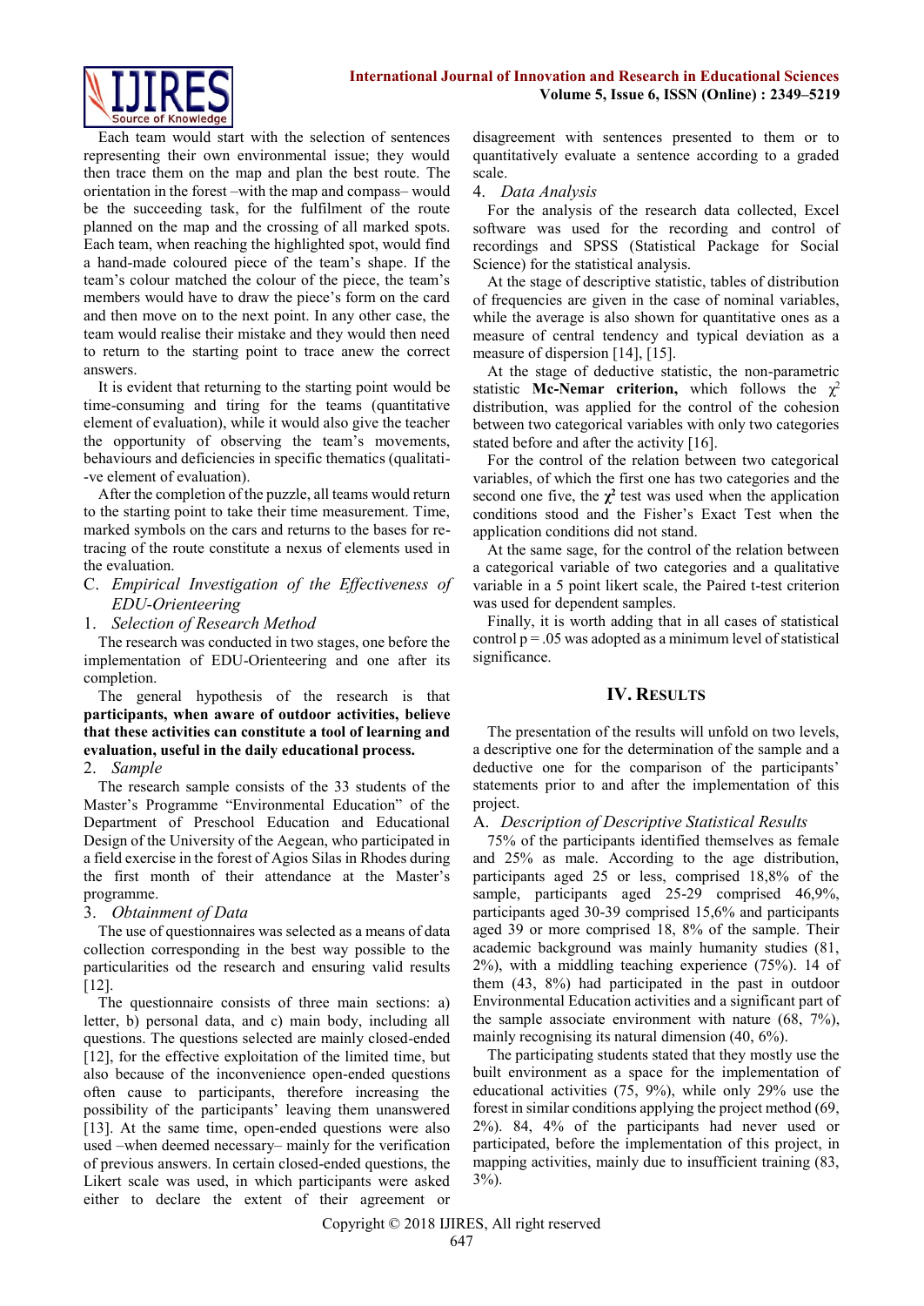Each team would start with the selection of sentences representing their own environmental issue; they would then trace them on the map and plan the best route. The orientation in the forest –with the map and compass– would be the succeeding task, for the fulfilment of the route planned on the map and the crossing of all marked spots. Each team, when reaching the highlighted spot, would find a hand-made coloured piece of the team's shape. If the team's colour matched the colour of the piece, the team's members would have to draw the piece's form on the card and then move on to the next point. In any other case, the team would realise their mistake and they would then need to return to the starting point to trace anew the correct answers.

It is evident that returning to the starting point would be time-consuming and tiring for the teams (quantitative element of evaluation), while it would also give the teacher the opportunity of observing the team's movements, behaviours and deficiencies in specific thematics (qualitati--ve element of evaluation).

After the completion of the puzzle, all teams would return to the starting point to take their time measurement. Time, marked symbols on the cars and returns to the bases for re-tracing of the route constitute a nexus of elements used in the evaluation.

### C. *Empirical Investigation of the Effectiveness of EDU-Orienteering*

#### 1. *Selection of Research Method*

The research was conducted in two stages, one before the implementation of EDU-Orienteering and one after its completion.

The general hypothesis of the research is that **participants, when aware of outdoor activities, believe that these activities can constitute a tool of learning and evaluation, useful in the daily educational process.**

#### 2. *Sample*

The research sample consists of the 33 students of the Master's Programme "Environmental Education" of the Department of Preschool Education and Educational Design of the University of the Aegean, who participated in a field exercise in the forest of Agios Silas in Rhodes during the first month of their attendance at the Master's programme.

#### 3. *Obtainment of Data*

The use of questionnaires was selected as a means of data collection corresponding in the best way possible to the particularities od the research and ensuring valid results [12].

The questionnaire consists of three main sections: a) letter, b) personal data, and c) main body, including all questions. The questions selected are mainly closed-ended [12], for the effective exploitation of the limited time, but also because of the inconvenience open-ended questions often cause to participants, therefore increasing the possibility of the participants' leaving them unanswered [13]. At the same time, open-ended questions were also used –when deemed necessary– mainly for the verification of previous answers. In certain closed-ended questions, the Likert scale was used, in which participants were asked either to declare the extent of their agreement or disagreement with sentences presented to them or to quantitatively evaluate a sentence according to a graded scale.

#### 4. *Data Analysis*

For the analysis of the research data collected, Excel software was used for the recording and control of recordings and SPSS (Statistical Package for Social Science) for the statistical analysis.

At the stage of descriptive statistic, tables of distribution of frequencies are given in the case of nominal variables, while the average is also shown for quantitative ones as a measure of central tendency and typical deviation as a measure of dispersion [14], [15].

At the stage of deductive statistic, the non-parametric statistic **Mc-Nemar criterion,** which follows the $\chi^2$ distribution, was applied for the control of the cohesion between two categorical variables with only two categories stated before and after the activity [16].

For the control of the relation between two categorical variables, of which the first one has two categories and the second one five, the $\boldsymbol{\chi^2}$ test was used when the application conditions stood and the Fisher's Exact Test when the application conditions did not stand.

At the same sage, for the control of the relation between a categorical variable of two categories and a qualitative variable in a 5 point likert scale, the Paired t-test criterion was used for dependent samples.

Finally, it is worth adding that in all cases of statistical control p = .05 was adopted as a minimum level of statistical significance.

## IV. Results

The presentation of the results will unfold on two levels, a descriptive one for the determination of the sample and a deductive one for the comparison of the participants' statements prior to and after the implementation of this project.

### A. *Description of Descriptive Statistical Results*

75% of the participants identified themselves as female and 25% as male. According to the age distribution, participants aged 25 or less, comprised 18,8% of the sample, participants aged 25-29 comprised 46,9%, participants aged 30-39 comprised 15,6% and participants aged 39 or more comprised 18, 8% of the sample. Their academic background was mainly humanity studies (81, 2%), with a middling teaching experience (75%). 14 of them (43, 8%) had participated in the past in outdoor Environmental Education activities and a significant part of the sample associate environment with nature (68, 7%), mainly recognising its natural dimension (40, 6%).

The participating students stated that they mostly use the built environment as a space for the implementation of educational activities (75, 9%), while only 29% use the forest in similar conditions applying the project method (69, 2%). 84, 4% of the participants had never used or participated, before the implementation of this project, in mapping activities, mainly due to insufficient training (83, 3%).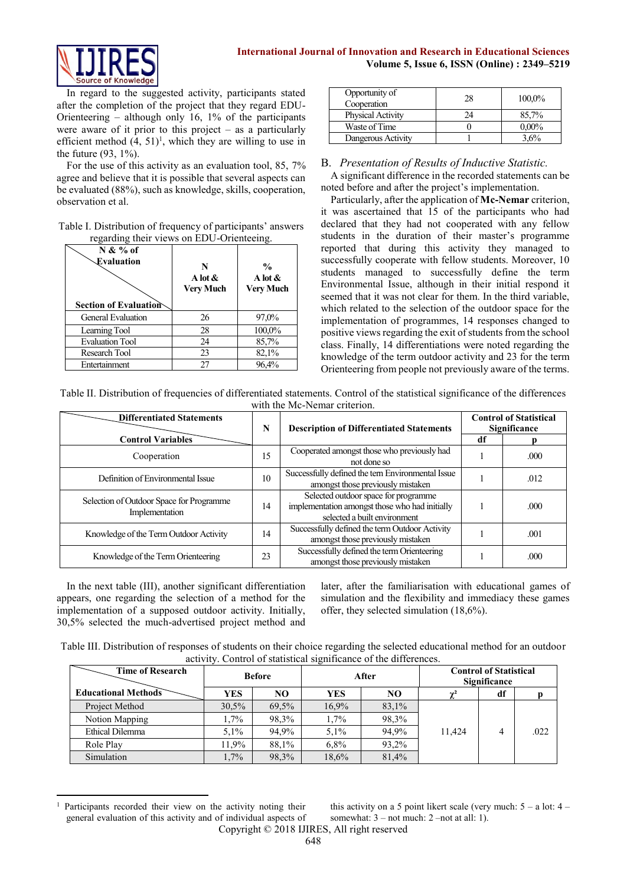In regard to the suggested activity, participants stated after the completion of the project that they regard EDU-Orienteering – although only 16, 1% of the participants were aware of it prior to this project – as a particularly efficient method (4, 51)[1], which they are willing to use in the future (93, 1%).

For the use of this activity as an evaluation tool, 85, 7% agree and believe that it is possible that several aspects can be evaluated (88%), such as knowledge, skills, cooperation, observation et al.

Table I. Distribution of frequency of participants' answers regarding their views on EDU-Orienteeing.

| Section of Evaluation \ N & % of Evaluation | N A lot & Very Much | % A lot & Very Much |
|---|---|---|
| General Evaluation | 26 | 97,0% |
| Learning Tool | 28 | 100,0% |
| Evaluation Tool | 24 | 85,7% |
| Research Tool | 23 | 82,1% |
| Entertainment | 27 | 96,4% |
| Opportunity of Cooperation | 28 | 100,0% |
| Physical Activity | 24 | 85,7% |
| Waste of Time | 0 | 0,00% |
| Dangerous Activity | 1 | 3,6% |

## B. *Presentation of Results of Inductive Statistic.*

A significant difference in the recorded statements can be noted before and after the project's implementation.

Particularly, after the application of **Mc-Nemar** criterion, it was ascertained that 15 of the participants who had declared that they had not cooperated with any fellow students in the duration of their master's programme reported that during this activity they managed to successfully cooperate with fellow students. Moreover, 10 students managed to successfully define the term Environmental Issue, although in their initial respond it seemed that it was not clear for them. In the third variable, which related to the selection of the outdoor space for the implementation of programmes, 14 responses changed to positive views regarding the exit of students from the school class. Finally, 14 differentiations were noted regarding the knowledge of the term outdoor activity and 23 for the term Orienteering from people not previously aware of the terms.

Table II. Distribution of frequencies of differentiated statements. Control of the statistical significance of the differences with the Mc-Nemar criterion.

| Control Variables \ Differentiated Statements | N | Description of Differentiated Statements | Control of Statistical Significance | |
|---|---|---|---|---|
| | | | df | p |
| Cooperation | 15 | Cooperated amongst those who previously had not done so | 1 | .000 |
| Definition of Environmental Issue | 10 | Successfully defined the tem Environmental Issue amongst those previously mistaken | 1 | .012 |
| Selection of Outdoor Space for Programme Implementation | 14 | Selected outdoor space for programme implementation amongst those who had initially selected a built environment | 1 | .000 |
| Knowledge of the Term Outdoor Activity | 14 | Successfully defined the term Outdoor Activity amongst those previously mistaken | 1 | .001 |
| Knowledge of the Term Orienteering | 23 | Successfully defined the term Orienteering amongst those previously mistaken | 1 | .000 |

In the next table (III), another significant differentiation appears, one regarding the selection of a method for the implementation of a supposed outdoor activity. Initially, 30,5% selected the much-advertised project method and later, after the familiarisation with educational games of simulation and the flexibility and immediacy these games offer, they selected simulation (18,6%).

Table III. Distribution of responses of students on their choice regarding the selected educational method for an outdoor activity. Control of statistical significance of the differences.

| Educational Methods \ Time of Research | Before | | After | | Control of Statistical Significance | | |
|---|---|---|---|---|---|---|---|
| | YES | NO | YES | NO | $\chi^2$ | df | p |
| Project Method | 30,5% | 69,5% | 16,9% | 83,1% | 11,424 | 4 | .022 |
| Notion Mapping | 1,7% | 98,3% | 1,7% | 98,3% | | | |
| Ethical Dilemma | 5,1% | 94,9% | 5,1% | 94,9% | | | |
| Role Play | 11,9% | 88,1% | 6,8% | 93,2% | | | |
| Simulation | 1,7% | 98,3% | 18,6% | 81,4% | | | |

[1] Participants recorded their view on the activity noting their general evaluation of this activity and of individual aspects of this activity on a 5 point likert scale (very much: 5 – a lot: 4 – somewhat: 3 – not much: 2 –not at all: 1).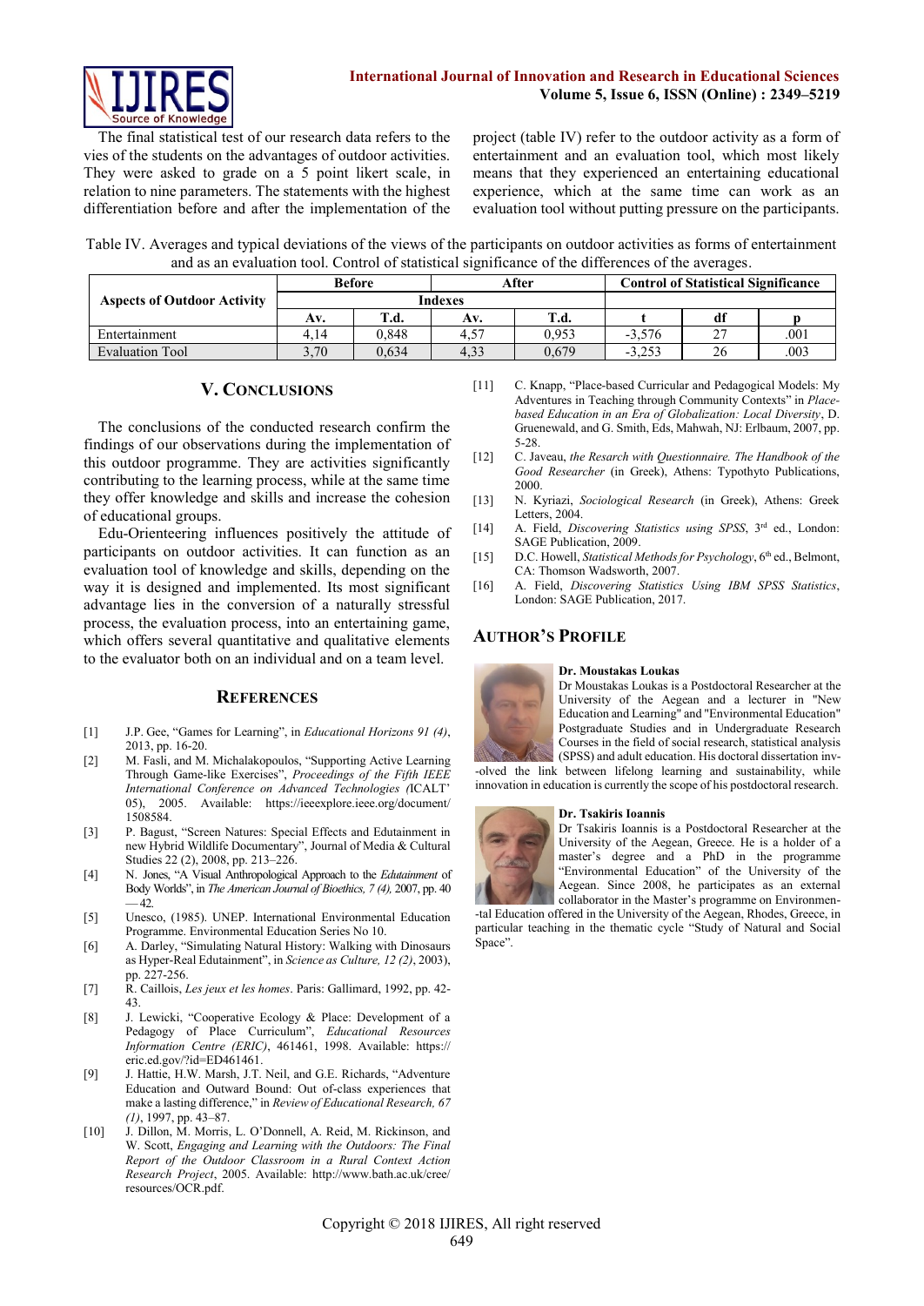The final statistical test of our research data refers to the vies of the students on the advantages of outdoor activities. They were asked to grade on a 5 point likert scale, in relation to nine parameters. The statements with the highest differentiation before and after the implementation of the project (table IV) refer to the outdoor activity as a form of entertainment and an evaluation tool, which most likely means that they experienced an entertaining educational experience, which at the same time can work as an evaluation tool without putting pressure on the participants.

Table IV. Averages and typical deviations of the views of the participants on outdoor activities as forms of entertainment and as an evaluation tool. Control of statistical significance of the differences of the averages.

| Aspects of Outdoor Activity | Before | | After | | Control of Statistical Significance | | |
|---|---|---|---|---|---|---|---|
| | Indexes | | | | | | |
| | Av. | T.d. | Av. | T.d. | t | df | p |
| Entertainment | 4,14 | 0,848 | 4,57 | 0,953 | -3,576 | 27 | .001 |
| Evaluation Tool | 3,70 | 0,634 | 4,33 | 0,679 | -3,253 | 26 | .003 |

## V. Conclusions

The conclusions of the conducted research confirm the findings of our observations during the implementation of this outdoor programme. They are activities significantly contributing to the learning process, while at the same time they offer knowledge and skills and increase the cohesion of educational groups.

Edu-Orienteering influences positively the attitude of participants on outdoor activities. It can function as an evaluation tool of knowledge and skills, depending on the way it is designed and implemented. Its most significant advantage lies in the conversion of a naturally stressful process, the evaluation process, into an entertaining game, which offers several quantitative and qualitative elements to the evaluator both on an individual and on a team level.

## References

[1] J.P. Gee, "Games for Learning", in *Educational Horizons 91 (4)*, 2013, pp. 16-20.

[2] M. Fasli, and M. Michalakopoulos, "Supporting Active Learning Through Game-like Exercises", *Proceedings of the Fifth IEEE International Conference on Advanced Technologies (*ICALT' 05), 2005. Available: https://ieeexplore.ieee.org/document/1508584.

[3] P. Bagust, "Screen Natures: Special Effects and Edutainment in new Hybrid Wildlife Documentary", Journal of Media & Cultural Studies 22 (2), 2008, pp. 213–226.

[4] N. Jones, "A Visual Anthropological Approach to the *Edutainment* of Body Worlds", in *The American Journal of Bioethics, 7 (4),* 2007, pp. 40—42.

[5] Unesco, (1985). UNEP. International Environmental Education Programme. Environmental Education Series No 10.

[6] A. Darley, "Simulating Natural History: Walking with Dinosaurs as Hyper-Real Edutainment", in *Science as Culture, 12 (2)*, 2003), pp. 227-256.

[7] R. Caillois, *Les jeux et les homes*. Paris: Gallimard, 1992, pp. 42-43.

[8] J. Lewicki, "Cooperative Ecology & Place: Development of a Pedagogy of Place Curriculum", *Educational Resources Information Centre (ERIC)*, 461461, 1998. Available: https://eric.ed.gov/?id=ED461461.

[9] J. Hattie, H.W. Marsh, J.T. Neil, and G.E. Richards, "Adventure Education and Outward Bound: Out of-class experiences that make a lasting difference," in *Review of Educational Research, 67 (1)*, 1997, pp. 43–87.

[10] J. Dillon, M. Morris, L. O'Donnell, A. Reid, M. Rickinson, and W. Scott, *Engaging and Learning with the Outdoors: The Final Report of the Outdoor Classroom in a Rural Context Action Research Project*, 2005. Available: http://www.bath.ac.uk/cree/resources/OCR.pdf.

[11] C. Knapp, "Place-based Curricular and Pedagogical Models: My Adventures in Teaching through Community Contexts" in *Place-based Education in an Era of Globalization: Local Diversity*, D. Gruenewald, and G. Smith, Eds, Mahwah, NJ: Erlbaum, 2007, pp. 5-28.

[12] C. Javeau, *the Resarch with Questionnaire. The Handbook of the Good Researcher* (in Greek), Athens: Typothyto Publications, 2000.

[13] N. Kyriazi, *Sociological Research* (in Greek), Athens: Greek Letters, 2004.

[14] A. Field, *Discovering Statistics using SPSS*, 3rd ed., London: SAGE Publication, 2009.

[15] D.C. Howell, *Statistical Methods for Psychology*, 6th ed., Belmont, CA: Thomson Wadsworth, 2007.

[16] A. Field, *Discovering Statistics Using IBM SPSS Statistics*, London: SAGE Publication, 2017.

## Author's Profile

**Dr. Moustakas Loukas**

Dr Moustakas Loukas is a Postdoctoral Researcher at the University of the Aegean and a lecturer in "New Education and Learning" and "Environmental Education" Postgraduate Studies and in Undergraduate Research Courses in the field of social research, statistical analysis (SPSS) and adult education. His doctoral dissertation involved the link between lifelong learning and sustainability, while innovation in education is currently the scope of his postdoctoral research.

**Dr. Tsakiris Ioannis**

Dr Tsakiris Ioannis is a Postdoctoral Researcher at the University of the Aegean, Greece. He is a holder of a master's degree and a PhD in the programme "Environmental Education" of the University of the Aegean. Since 2008, he participates as an external collaborator in the Master's programme on Environmental Education offered in the University of the Aegean, Rhodes, Greece, in particular teaching in the thematic cycle "Study of Natural and Social Space".